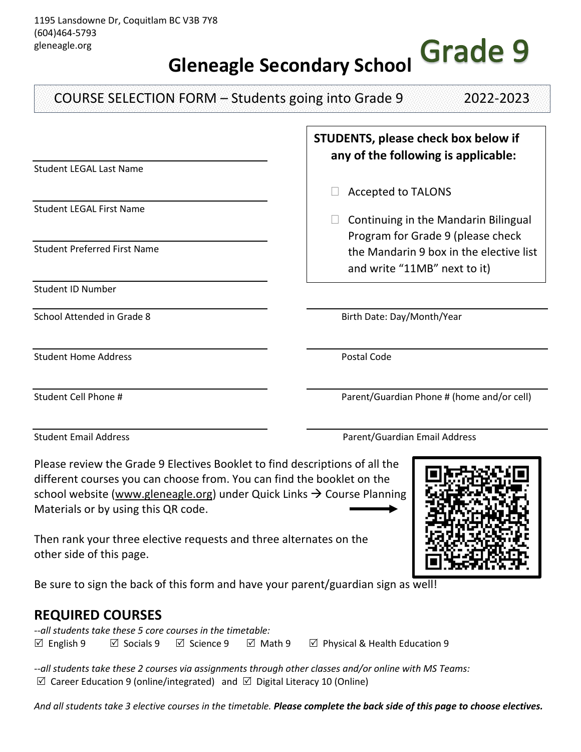1195 Lansdowne Dr, Coquitlam BC V3B 7Y8
(604)464-5793
gleneagle.org

# Gleneagle Secondary School Grade 9

## COURSE SELECTION FORM – Students going into Grade 9 2022-2023

Student LEGAL Last Name

Student LEGAL First Name

Student Preferred First Name

Student ID Number

**STUDENTS, please check box below if any of the following is applicable:**

☐ Accepted to TALONS

☐ Continuing in the Mandarin Bilingual Program for Grade 9 (please check the Mandarin 9 box in the elective list and write "11MB" next to it)

School Attended in Grade 8 | Birth Date: Day/Month/Year

Student Home Address | Postal Code

Student Cell Phone # | Parent/Guardian Phone # (home and/or cell)

Student Email Address | Parent/Guardian Email Address

Please review the Grade 9 Electives Booklet to find descriptions of all the different courses you can choose from. You can find the booklet on the school website (www.gleneagle.org) under Quick Links → Course Planning Materials or by using this QR code. →

Then rank your three elective requests and three alternates on the other side of this page.

Be sure to sign the back of this form and have your parent/guardian sign as well!

## REQUIRED COURSES

*--all students take these 5 core courses in the timetable:*

☑ English 9 ☑ Socials 9 ☑ Science 9 ☑ Math 9 ☑ Physical & Health Education 9

*--all students take these 2 courses via assignments through other classes and/or online with MS Teams:*

☑ Career Education 9 (online/integrated) and ☑ Digital Literacy 10 (Online)

*And all students take 3 elective courses in the timetable.* ***Please complete the back side of this page to choose electives.***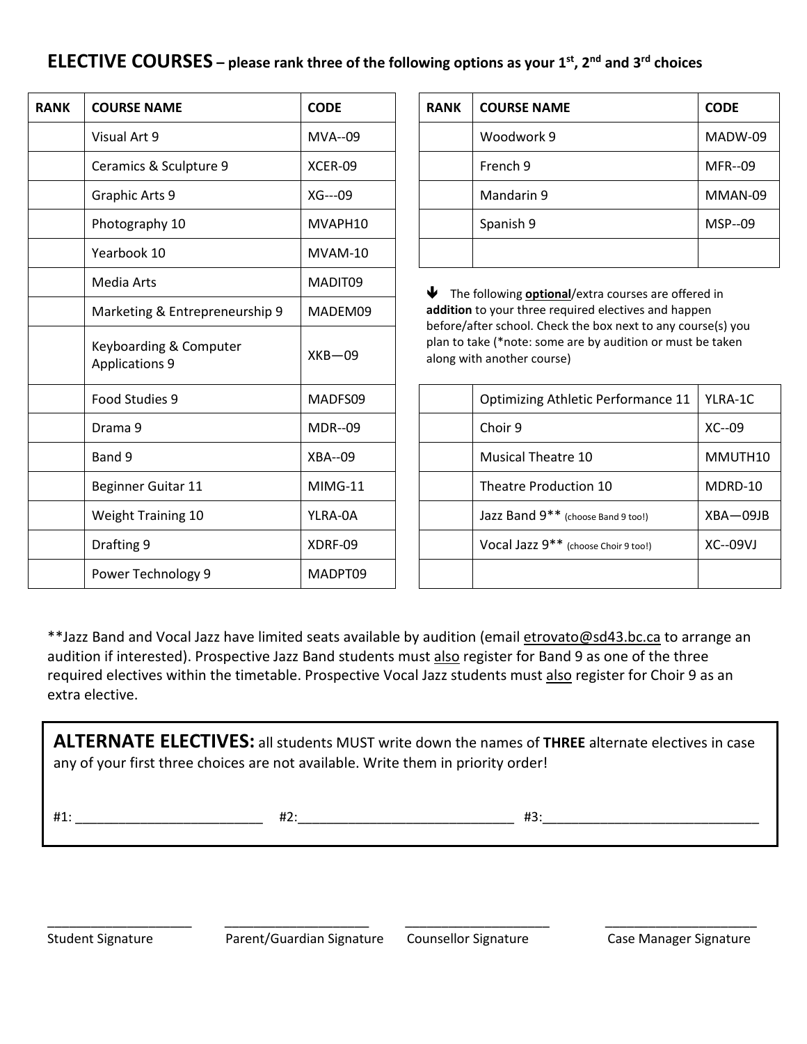## ELECTIVE COURSES – please rank three of the following options as your 1st, 2nd and 3rd choices

| RANK | COURSE NAME | CODE |
|---|---|---|
| | Visual Art 9 | MVA--09 |
| | Ceramics & Sculpture 9 | XCER-09 |
| | Graphic Arts 9 | XG---09 |
| | Photography 10 | MVAPH10 |
| | Yearbook 10 | MVAM-10 |
| | Media Arts | MADIT09 |
| | Marketing & Entrepreneurship 9 | MADEM09 |
| | Keyboarding & Computer Applications 9 | XKB—09 |
| | Food Studies 9 | MADFS09 |
| | Drama 9 | MDR--09 |
| | Band 9 | XBA--09 |
| | Beginner Guitar 11 | MIMG-11 |
| | Weight Training 10 | YLRA-0A |
| | Drafting 9 | XDRF-09 |
| | Power Technology 9 | MADPT09 |

| RANK | COURSE NAME | CODE |
|---|---|---|
| | Woodwork 9 | MADW-09 |
| | French 9 | MFR--09 |
| | Mandarin 9 | MMAN-09 |
| | Spanish 9 | MSP--09 |
| | | |

➜ The following **optional**/extra courses are offered in **addition** to your three required electives and happen before/after school. Check the box next to any course(s) you plan to take (*note: some are by audition or must be taken along with another course)

| | | |
|---|---|---|
| | Optimizing Athletic Performance 11 | YLRA-1C |
| | Choir 9 | XC--09 |
| | Musical Theatre 10 | MMUTH10 |
| | Theatre Production 10 | MDRD-10 |
| | Jazz Band 9** (choose Band 9 too!) | XBA—09JB |
| | Vocal Jazz 9** (choose Choir 9 too!) | XC--09VJ |
| | | |

**Jazz Band and Vocal Jazz have limited seats available by audition (email etrovato@sd43.bc.ca to arrange an audition if interested). Prospective Jazz Band students must also register for Band 9 as one of the three required electives within the timetable. Prospective Vocal Jazz students must also register for Choir 9 as an extra elective.

**ALTERNATE ELECTIVES:** all students MUST write down the names of **THREE** alternate electives in case any of your first three choices are not available. Write them in priority order!

#1: __________________________ #2:______________________________ #3:______________________________

____________________ Student Signature

____________________ Parent/Guardian Signature

____________________ Counsellor Signature

____________________ Case Manager Signature